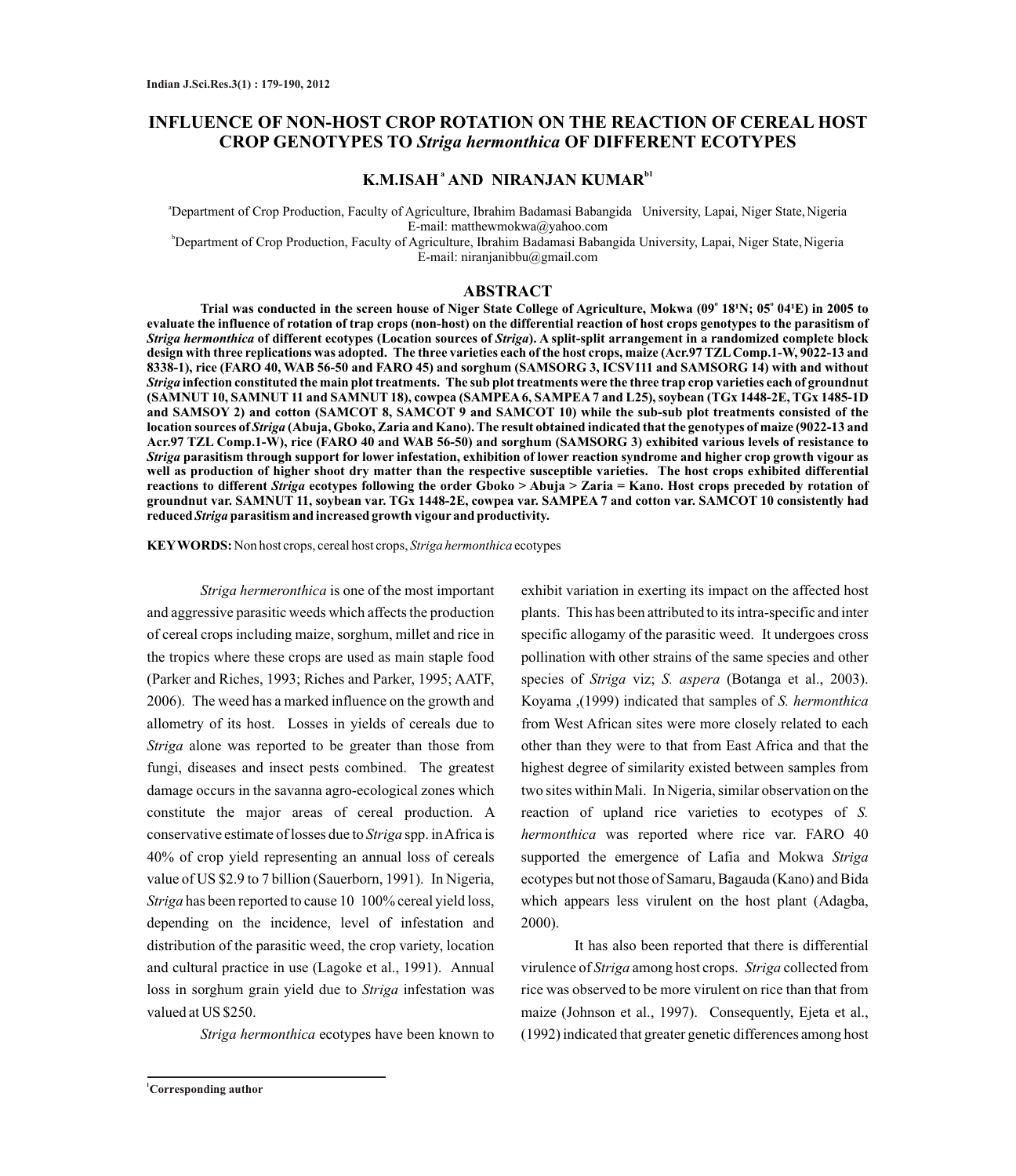# INFLUENCE OF NON-HOST CROP ROTATION ON THE REACTION OF CEREAL HOST CROP GENOTYPES TO *Striga hermonthica* OF DIFFERENT ECOTYPES

**K.M.ISAH [a] AND NIRANJAN KUMAR [b1]**

[a]Department of Crop Production, Faculty of Agriculture, Ibrahim Badamasi Babangida University, Lapai, Niger State, Nigeria
E-mail: matthewmokwa@yahoo.com

[b]Department of Crop Production, Faculty of Agriculture, Ibrahim Badamasi Babangida University, Lapai, Niger State, Nigeria
E-mail: niranjanibbu@gmail.com

## ABSTRACT

**Trial was conducted in the screen house of Niger State College of Agriculture, Mokwa (09° 18'N; 05° 04'E) in 2005 to evaluate the influence of rotation of trap crops (non-host) on the differential reaction of host crops genotypes to the parasitism of *Striga hermonthica* of different ecotypes (Location sources of *Striga*). A split-split arrangement in a randomized complete block design with three replications was adopted. The three varieties each of the host crops, maize (Acr.97 TZL Comp.1-W, 9022-13 and 8338-1), rice (FARO 40, WAB 56-50 and FARO 45) and sorghum (SAMSORG 3, ICSV111 and SAMSORG 14) with and without *Striga* infection constituted the main plot treatments. The sub plot treatments were the three trap crop varieties each of groundnut (SAMNUT 10, SAMNUT 11 and SAMNUT 18), cowpea (SAMPEA 6, SAMPEA 7 and L25), soybean (TGx 1448-2E, TGx 1485-1D and SAMSOY 2) and cotton (SAMCOT 8, SAMCOT 9 and SAMCOT 10) while the sub-sub plot treatments consisted of the location sources of *Striga* (Abuja, Gboko, Zaria and Kano). The result obtained indicated that the genotypes of maize (9022-13 and Acr.97 TZL Comp.1-W), rice (FARO 40 and WAB 56-50) and sorghum (SAMSORG 3) exhibited various levels of resistance to *Striga* parasitism through support for lower infestation, exhibition of lower reaction syndrome and higher crop growth vigour as well as production of higher shoot dry matter than the respective susceptible varieties. The host crops exhibited differential reactions to different *Striga* ecotypes following the order Gboko > Abuja > Zaria = Kano. Host crops preceded by rotation of groundnut var. SAMNUT 11, soybean var. TGx 1448-2E, cowpea var. SAMPEA 7 and cotton var. SAMCOT 10 consistently had reduced *Striga* parasitism and increased growth vigour and productivity.**

**KEYWORDS:** Non host crops, cereal host crops, *Striga hermonthica* ecotypes

*Striga hermeronthica* is one of the most important and aggressive parasitic weeds which affects the production of cereal crops including maize, sorghum, millet and rice in the tropics where these crops are used as main staple food (Parker and Riches, 1993; Riches and Parker, 1995; AATF, 2006). The weed has a marked influence on the growth and allometry of its host. Losses in yields of cereals due to *Striga* alone was reported to be greater than those from fungi, diseases and insect pests combined. The greatest damage occurs in the savanna agro-ecological zones which constitute the major areas of cereal production. A conservative estimate of losses due to *Striga* spp. in Africa is 40% of crop yield representing an annual loss of cereals value of US $2.9 to 7 billion (Sauerborn, 1991). In Nigeria, *Striga* has been reported to cause 10 100% cereal yield loss, depending on the incidence, level of infestation and distribution of the parasitic weed, the crop variety, location and cultural practice in use (Lagoke et al., 1991). Annual loss in sorghum grain yield due to *Striga* infestation was valued at US $250.

*Striga hermonthica* ecotypes have been known to exhibit variation in exerting its impact on the affected host plants. This has been attributed to its intra-specific and inter specific allogamy of the parasitic weed. It undergoes cross pollination with other strains of the same species and other species of *Striga* viz; *S. aspera* (Botanga et al., 2003). Koyama ,(1999) indicated that samples of *S. hermonthica* from West African sites were more closely related to each other than they were to that from East Africa and that the highest degree of similarity existed between samples from two sites within Mali. In Nigeria, similar observation on the reaction of upland rice varieties to ecotypes of *S. hermonthica* was reported where rice var. FARO 40 supported the emergence of Lafia and Mokwa *Striga* ecotypes but not those of Samaru, Bagauda (Kano) and Bida which appears less virulent on the host plant (Adagba, 2000).

It has also been reported that there is differential virulence of *Striga* among host crops. *Striga* collected from rice was observed to be more virulent on rice than that from maize (Johnson et al., 1997). Consequently, Ejeta et al., (1992) indicated that greater genetic differences among host

[1]Corresponding author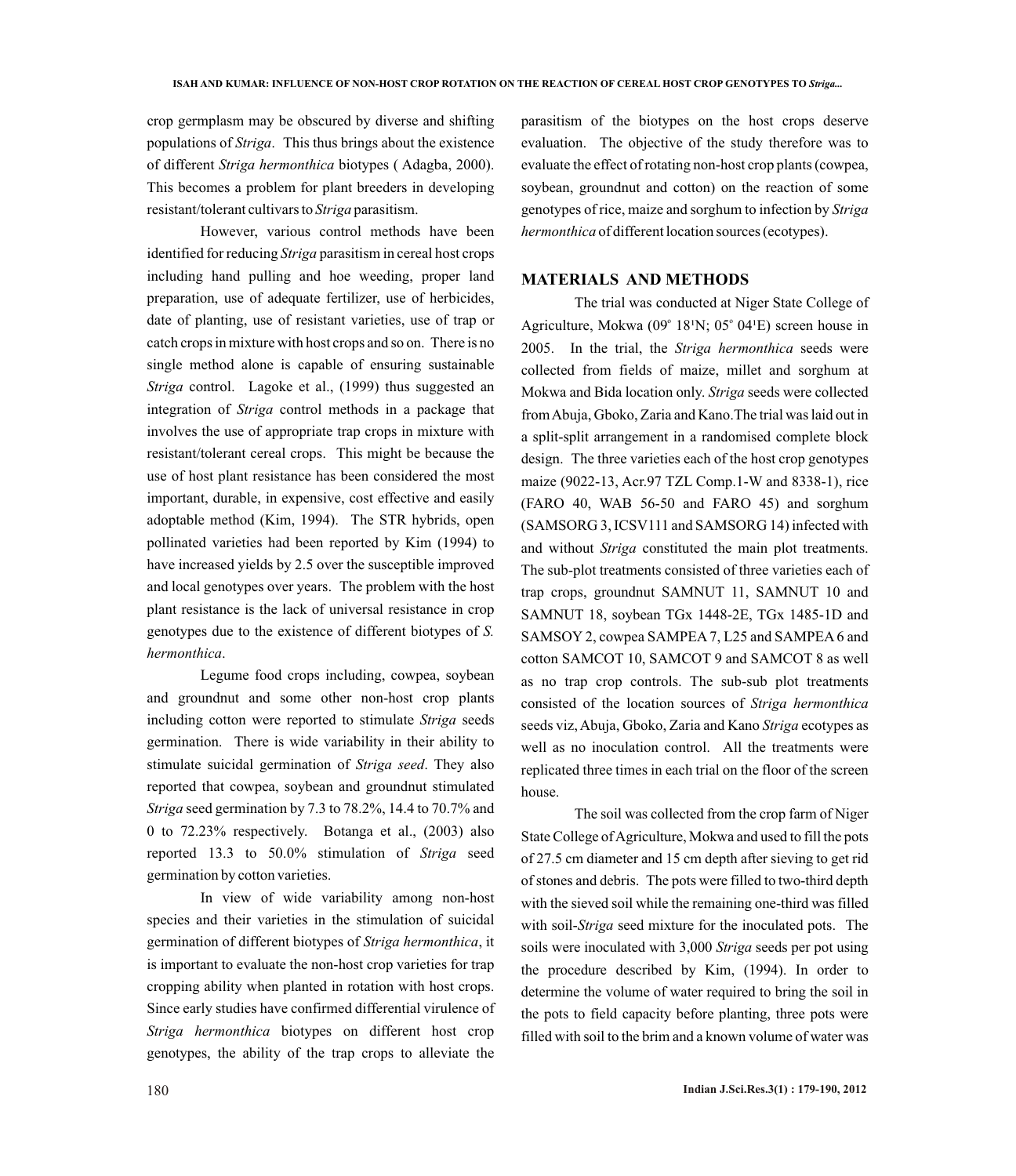crop germplasm may be obscured by diverse and shifting populations of *Striga*. This thus brings about the existence of different *Striga hermonthica* biotypes ( Adagba, 2000). This becomes a problem for plant breeders in developing resistant/tolerant cultivars to *Striga* parasitism.

However, various control methods have been identified for reducing *Striga* parasitism in cereal host crops including hand pulling and hoe weeding, proper land preparation, use of adequate fertilizer, use of herbicides, date of planting, use of resistant varieties, use of trap or catch crops in mixture with host crops and so on. There is no single method alone is capable of ensuring sustainable *Striga* control. Lagoke et al., (1999) thus suggested an integration of *Striga* control methods in a package that involves the use of appropriate trap crops in mixture with resistant/tolerant cereal crops. This might be because the use of host plant resistance has been considered the most important, durable, in expensive, cost effective and easily adoptable method (Kim, 1994). The STR hybrids, open pollinated varieties had been reported by Kim (1994) to have increased yields by 2.5 over the susceptible improved and local genotypes over years. The problem with the host plant resistance is the lack of universal resistance in crop genotypes due to the existence of different biotypes of *S. hermonthica*.

Legume food crops including, cowpea, soybean and groundnut and some other non-host crop plants including cotton were reported to stimulate *Striga* seeds germination. There is wide variability in their ability to stimulate suicidal germination of *Striga seed*. They also reported that cowpea, soybean and groundnut stimulated *Striga* seed germination by 7.3 to 78.2%, 14.4 to 70.7% and 0 to 72.23% respectively. Botanga et al., (2003) also reported 13.3 to 50.0% stimulation of *Striga* seed germination by cotton varieties.

In view of wide variability among non-host species and their varieties in the stimulation of suicidal germination of different biotypes of *Striga hermonthica*, it is important to evaluate the non-host crop varieties for trap cropping ability when planted in rotation with host crops. Since early studies have confirmed differential virulence of *Striga hermonthica* biotypes on different host crop genotypes, the ability of the trap crops to alleviate the parasitism of the biotypes on the host crops deserve evaluation. The objective of the study therefore was to evaluate the effect of rotating non-host crop plants (cowpea, soybean, groundnut and cotton) on the reaction of some genotypes of rice, maize and sorghum to infection by *Striga hermonthica* of different location sources (ecotypes).

## MATERIALS AND METHODS

The trial was conducted at Niger State College of Agriculture, Mokwa (09° 18'N; 05° 04'E) screen house in 2005. In the trial, the *Striga hermonthica* seeds were collected from fields of maize, millet and sorghum at Mokwa and Bida location only. *Striga* seeds were collected from Abuja, Gboko, Zaria and Kano. The trial was laid out in a split-split arrangement in a randomised complete block design. The three varieties each of the host crop genotypes maize (9022-13, Acr.97 TZL Comp.1-W and 8338-1), rice (FARO 40, WAB 56-50 and FARO 45) and sorghum (SAMSORG 3, ICSV111 and SAMSORG 14) infected with and without *Striga* constituted the main plot treatments. The sub-plot treatments consisted of three varieties each of trap crops, groundnut SAMNUT 11, SAMNUT 10 and SAMNUT 18, soybean TGx 1448-2E, TGx 1485-1D and SAMSOY 2, cowpea SAMPEA 7, L25 and SAMPEA 6 and cotton SAMCOT 10, SAMCOT 9 and SAMCOT 8 as well as no trap crop controls. The sub-sub plot treatments consisted of the location sources of *Striga hermonthica* seeds viz, Abuja, Gboko, Zaria and Kano *Striga* ecotypes as well as no inoculation control. All the treatments were replicated three times in each trial on the floor of the screen house.

The soil was collected from the crop farm of Niger State College of Agriculture, Mokwa and used to fill the pots of 27.5 cm diameter and 15 cm depth after sieving to get rid of stones and debris. The pots were filled to two-third depth with the sieved soil while the remaining one-third was filled with soil-*Striga* seed mixture for the inoculated pots. The soils were inoculated with 3,000 *Striga* seeds per pot using the procedure described by Kim, (1994). In order to determine the volume of water required to bring the soil in the pots to field capacity before planting, three pots were filled with soil to the brim and a known volume of water was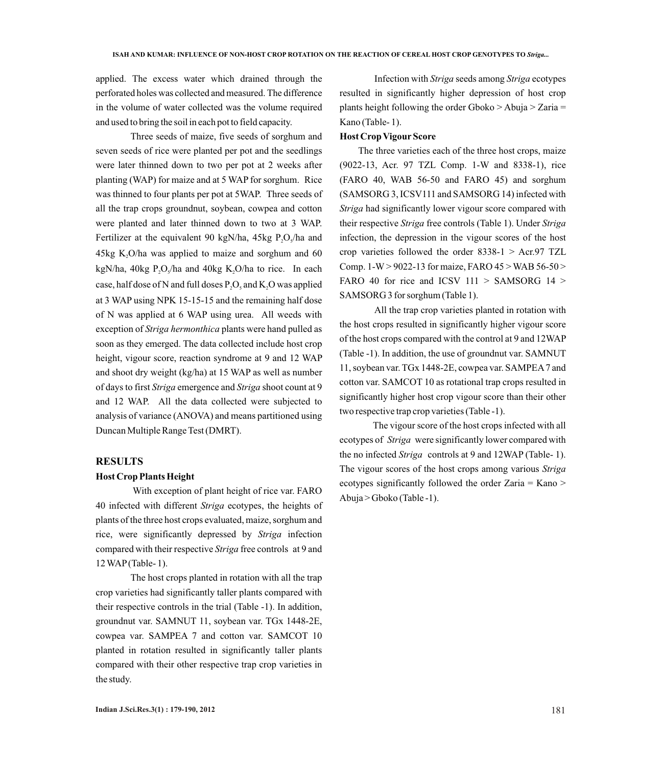applied. The excess water which drained through the perforated holes was collected and measured. The difference in the volume of water collected was the volume required and used to bring the soil in each pot to field capacity.

Three seeds of maize, five seeds of sorghum and seven seeds of rice were planted per pot and the seedlings were later thinned down to two per pot at 2 weeks after planting (WAP) for maize and at 5 WAP for sorghum. Rice was thinned to four plants per pot at 5WAP. Three seeds of all the trap crops groundnut, soybean, cowpea and cotton were planted and later thinned down to two at 3 WAP. Fertilizer at the equivalent 90 kgN/ha, 45kg $P_2O_5$/ha and 45kg $K_2O$/ha was applied to maize and sorghum and 60 kgN/ha, 40kg $P_2O_5$/ha and 40kg $K_2O$/ha to rice. In each case, half dose of N and full doses $P_2O_5$ and $K_2O$ was applied at 3 WAP using NPK 15-15-15 and the remaining half dose of N was applied at 6 WAP using urea. All weeds with exception of *Striga hermonthica* plants were hand pulled as soon as they emerged. The data collected include host crop height, vigour score, reaction syndrome at 9 and 12 WAP and shoot dry weight (kg/ha) at 15 WAP as well as number of days to first *Striga* emergence and *Striga* shoot count at 9 and 12 WAP. All the data collected were subjected to analysis of variance (ANOVA) and means partitioned using Duncan Multiple Range Test (DMRT).

## RESULTS

### Host Crop Plants Height

With exception of plant height of rice var. FARO 40 infected with different *Striga* ecotypes, the heights of plants of the three host crops evaluated, maize, sorghum and rice, were significantly depressed by *Striga* infection compared with their respective *Striga* free controls at 9 and 12 WAP (Table- 1).

The host crops planted in rotation with all the trap crop varieties had significantly taller plants compared with their respective controls in the trial (Table -1). In addition, groundnut var. SAMNUT 11, soybean var. TGx 1448-2E, cowpea var. SAMPEA 7 and cotton var. SAMCOT 10 planted in rotation resulted in significantly taller plants compared with their other respective trap crop varieties in the study.

Infection with *Striga* seeds among *Striga* ecotypes resulted in significantly higher depression of host crop plants height following the order Gboko > Abuja > Zaria = Kano (Table- 1).

### Host Crop Vigour Score

The three varieties each of the three host crops, maize (9022-13, Acr. 97 TZL Comp. 1-W and 8338-1), rice (FARO 40, WAB 56-50 and FARO 45) and sorghum (SAMSORG 3, ICSV111 and SAMSORG 14) infected with *Striga* had significantly lower vigour score compared with their respective *Striga* free controls (Table 1). Under *Striga* infection, the depression in the vigour scores of the host crop varieties followed the order 8338-1 > Acr.97 TZL Comp. 1-W > 9022-13 for maize, FARO 45 > WAB 56-50 > FARO 40 for rice and ICSV 111 > SAMSORG 14 > SAMSORG 3 for sorghum (Table 1).

All the trap crop varieties planted in rotation with the host crops resulted in significantly higher vigour score of the host crops compared with the control at 9 and 12WAP (Table -1). In addition, the use of groundnut var. SAMNUT 11, soybean var. TGx 1448-2E, cowpea var. SAMPEA 7 and cotton var. SAMCOT 10 as rotational trap crops resulted in significantly higher host crop vigour score than their other two respective trap crop varieties (Table -1).

The vigour score of the host crops infected with all ecotypes of *Striga* were significantly lower compared with the no infected *Striga* controls at 9 and 12WAP (Table- 1). The vigour scores of the host crops among various *Striga* ecotypes significantly followed the order Zaria = Kano > Abuja > Gboko (Table -1).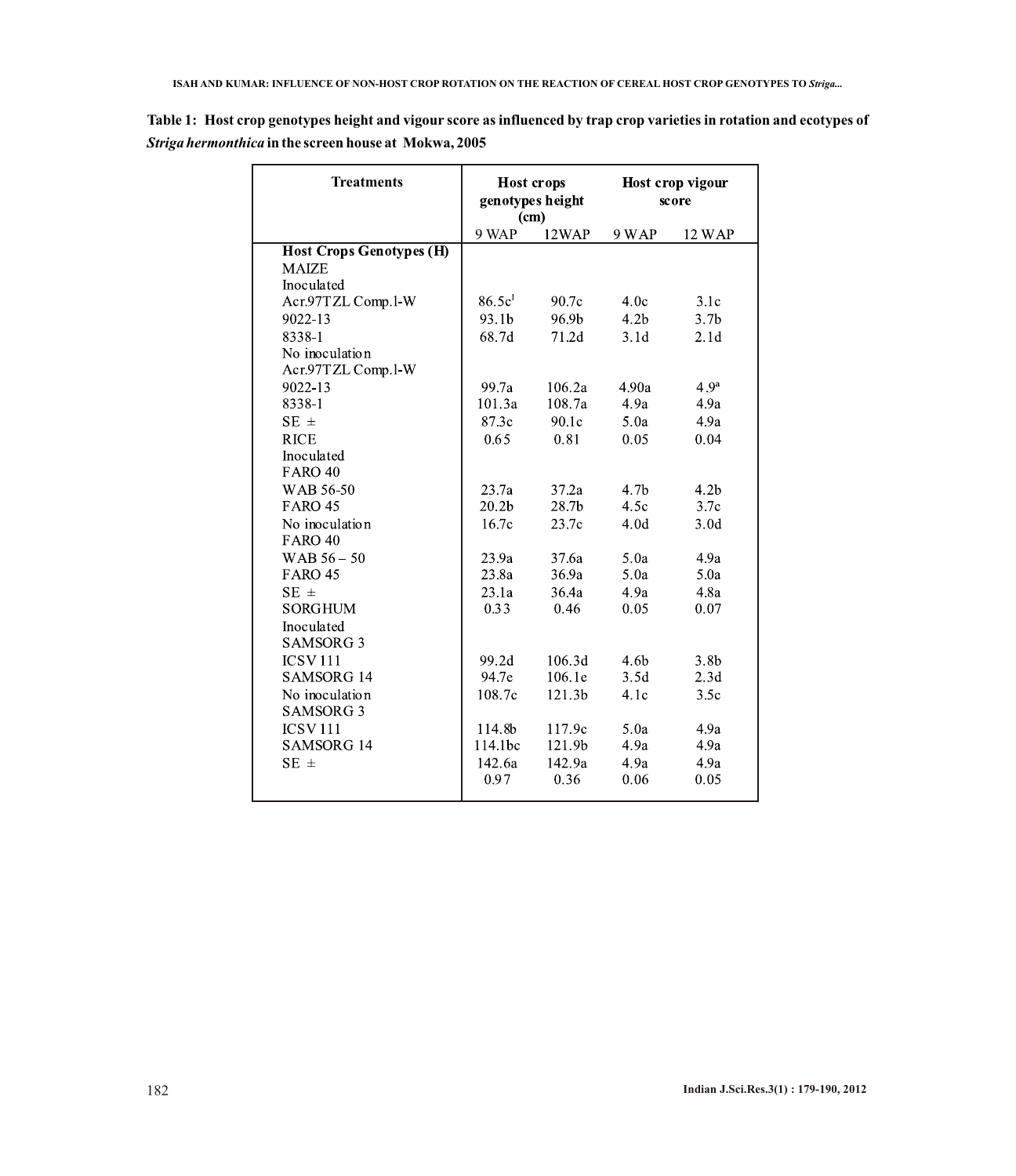**Table 1: Host crop genotypes height and vigour score as influenced by trap crop varieties in rotation and ecotypes of *Striga hermonthica* in the screen house at Mokwa, 2005**

| Treatments | Host crops genotypes height (cm) | | Host crop vigour score | |
|---|---|---|---|---|
| | 9 WAP | 12WAP | 9 WAP | 12 WAP |
| **Host Crops Genotypes (H)** | | | | |
| MAIZE | | | | |
| Inoculated | | | | |
| Acr.97TZL Comp.1-W | 86.5c[1] | 90.7c | 4.0c | 3.1c |
| 9022-13 | 93.1b | 96.9b | 4.2b | 3.7b |
| 8338-1 | 68.7d | 71.2d | 3.1d | 2.1d |
| No inoculation | | | | |
| Acr.97TZL Comp.1-W | | | | |
| 9022-13 | 99.7a | 106.2a | 4.90a | 4.9[a] |
| 8338-1 | 101.3a | 108.7a | 4.9a | 4.9a |
| SE ± | 87.3c | 90.1c | 5.0a | 4.9a |
| RICE | 0.65 | 0.81 | 0.05 | 0.04 |
| Inoculated | | | | |
| FARO 40 | | | | |
| WAB 56-50 | 23.7a | 37.2a | 4.7b | 4.2b |
| FARO 45 | 20.2b | 28.7b | 4.5c | 3.7c |
| No inoculation | 16.7c | 23.7c | 4.0d | 3.0d |
| FARO 40 | | | | |
| WAB 56 – 50 | 23.9a | 37.6a | 5.0a | 4.9a |
| FARO 45 | 23.8a | 36.9a | 5.0a | 5.0a |
| SE ± | 23.1a | 36.4a | 4.9a | 4.8a |
| SORGHUM | 0.33 | 0.46 | 0.05 | 0.07 |
| Inoculated | | | | |
| SAMSORG 3 | | | | |
| ICSV 111 | 99.2d | 106.3d | 4.6b | 3.8b |
| SAMSORG 14 | 94.7e | 106.1e | 3.5d | 2.3d |
| No inoculation | 108.7c | 121.3b | 4.1c | 3.5c |
| SAMSORG 3 | | | | |
| ICSV 111 | 114.8b | 117.9c | 5.0a | 4.9a |
| SAMSORG 14 | 114.1bc | 121.9b | 4.9a | 4.9a |
| SE ± | 142.6a | 142.9a | 4.9a | 4.9a |
| | 0.97 | 0.36 | 0.06 | 0.05 |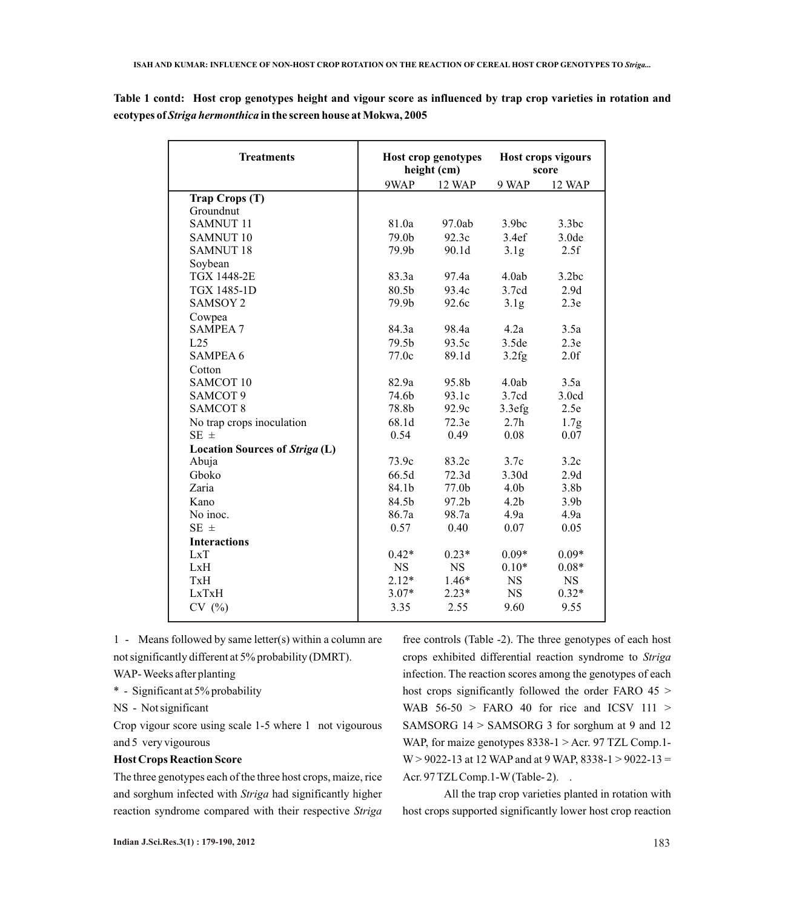**Table 1 contd: Host crop genotypes height and vigour score as influenced by trap crop varieties in rotation and ecotypes of *Striga hermonthica* in the screen house at Mokwa, 2005**

| Treatments | Host crop genotypes height (cm) | | Host crops vigours score | |
|---|---|---|---|---|
| | 9WAP | 12 WAP | 9 WAP | 12 WAP |
| **Trap Crops (T)** | | | | |
| Groundnut | | | | |
| SAMNUT 11 | 81.0a | 97.0ab | 3.9bc | 3.3bc |
| SAMNUT 10 | 79.0b | 92.3c | 3.4ef | 3.0de |
| SAMNUT 18 | 79.9b | 90.1d | 3.1g | 2.5f |
| Soybean | | | | |
| TGX 1448-2E | 83.3a | 97.4a | 4.0ab | 3.2bc |
| TGX 1485-1D | 80.5b | 93.4c | 3.7cd | 2.9d |
| SAMSOY 2 | 79.9b | 92.6c | 3.1g | 2.3e |
| Cowpea | | | | |
| SAMPEA 7 | 84.3a | 98.4a | 4.2a | 3.5a |
| L25 | 79.5b | 93.5c | 3.5de | 2.3e |
| SAMPEA 6 | 77.0c | 89.1d | 3.2fg | 2.0f |
| Cotton | | | | |
| SAMCOT 10 | 82.9a | 95.8b | 4.0ab | 3.5a |
| SAMCOT 9 | 74.6b | 93.1c | 3.7cd | 3.0cd |
| SAMCOT 8 | 78.8b | 92.9c | 3.3efg | 2.5e |
| No trap crops inoculation | 68.1d | 72.3e | 2.7h | 1.7g |
| SE ± | 0.54 | 0.49 | 0.08 | 0.07 |
| **Location Sources of *Striga* (L)** | | | | |
| Abuja | 73.9c | 83.2c | 3.7c | 3.2c |
| Gboko | 66.5d | 72.3d | 3.30d | 2.9d |
| Zaria | 84.1b | 77.0b | 4.0b | 3.8b |
| Kano | 84.5b | 97.2b | 4.2b | 3.9b |
| No inoc. | 86.7a | 98.7a | 4.9a | 4.9a |
| SE ± | 0.57 | 0.40 | 0.07 | 0.05 |
| **Interactions** | | | | |
| LxT | 0.42* | 0.23* | 0.09* | 0.09* |
| LxH | NS | NS | 0.10* | 0.08* |
| TxH | 2.12* | 1.46* | NS | NS |
| LxTxH | 3.07* | 2.23* | NS | 0.32* |
| CV (%) | 3.35 | 2.55 | 9.60 | 9.55 |

1 - Means followed by same letter(s) within a column are not significantly different at 5% probability (DMRT).

WAP- Weeks after planting

* - Significant at 5% probability

NS - Not significant

Crop vigour score using scale 1-5 where 1 not vigourous and 5 very vigourous

**Host Crops Reaction Score**

The three genotypes each of the three host crops, maize, rice and sorghum infected with *Striga* had significantly higher reaction syndrome compared with their respective *Striga* free controls (Table -2). The three genotypes of each host crops exhibited differential reaction syndrome to *Striga* infection. The reaction scores among the genotypes of each host crops significantly followed the order FARO 45 > WAB 56-50 > FARO 40 for rice and ICSV 111 > SAMSORG 14 > SAMSORG 3 for sorghum at 9 and 12 WAP, for maize genotypes 8338-1 > Acr. 97 TZL Comp.1-W > 9022-13 at 12 WAP and at 9 WAP, 8338-1 > 9022-13 = Acr. 97 TZL Comp.1-W (Table- 2).

All the trap crop varieties planted in rotation with host crops supported significantly lower host crop reaction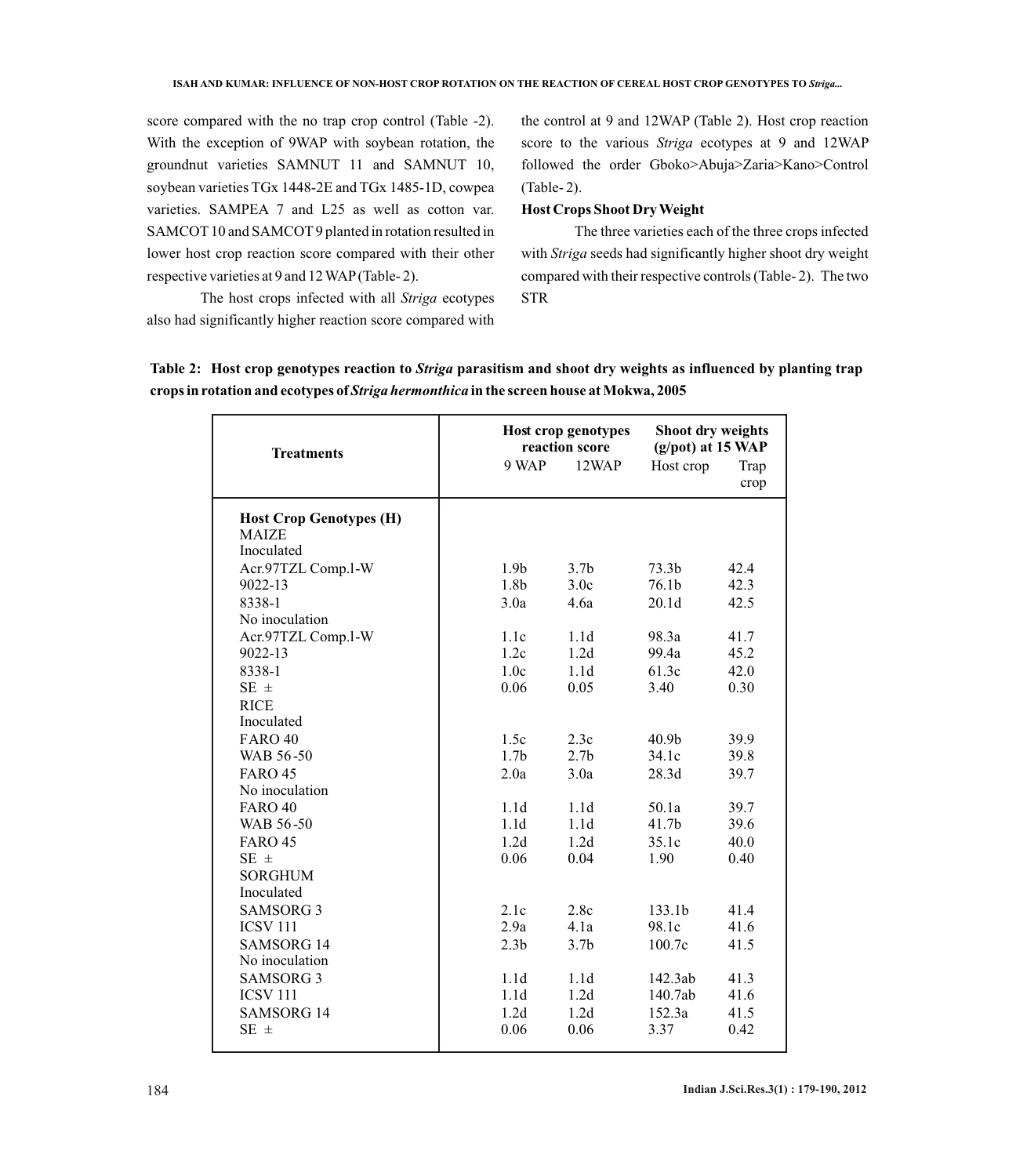score compared with the no trap crop control (Table -2). With the exception of 9WAP with soybean rotation, the groundnut varieties SAMNUT 11 and SAMNUT 10, soybean varieties TGx 1448-2E and TGx 1485-1D, cowpea varieties. SAMPEA 7 and L25 as well as cotton var. SAMCOT 10 and SAMCOT 9 planted in rotation resulted in lower host crop reaction score compared with their other respective varieties at 9 and 12 WAP (Table- 2).

The host crops infected with all *Striga* ecotypes also had significantly higher reaction score compared with the control at 9 and 12WAP (Table 2). Host crop reaction score to the various *Striga* ecotypes at 9 and 12WAP followed the order Gboko>Abuja>Zaria>Kano>Control (Table- 2).

### Host Crops Shoot Dry Weight

The three varieties each of the three crops infected with *Striga* seeds had significantly higher shoot dry weight compared with their respective controls (Table- 2). The two STR

**Table 2: Host crop genotypes reaction to *Striga* parasitism and shoot dry weights as influenced by planting trap crops in rotation and ecotypes of *Striga hermonthica* in the screen house at Mokwa, 2005**

| Treatments | Host crop genotypes reaction score | | Shoot dry weights (g/pot) at 15 WAP | |
|---|---|---|---|---|
| | 9 WAP | 12WAP | Host crop | Trap crop |
| **Host Crop Genotypes (H)** | | | | |
| MAIZE | | | | |
| Inoculated | | | | |
| Acr.97TZL Comp.1-W | 1.9b | 3.7b | 73.3b | 42.4 |
| 9022-13 | 1.8b | 3.0c | 76.1b | 42.3 |
| 8338-1 | 3.0a | 4.6a | 20.1d | 42.5 |
| No inoculation | | | | |
| Acr.97TZL Comp.1-W | 1.1c | 1.1d | 98.3a | 41.7 |
| 9022-13 | 1.2c | 1.2d | 99.4a | 45.2 |
| 8338-1 | 1.0c | 1.1d | 61.3c | 42.0 |
| SE ± | 0.06 | 0.05 | 3.40 | 0.30 |
| RICE | | | | |
| Inoculated | | | | |
| FARO 40 | 1.5c | 2.3c | 40.9b | 39.9 |
| WAB 56-50 | 1.7b | 2.7b | 34.1c | 39.8 |
| FARO 45 | 2.0a | 3.0a | 28.3d | 39.7 |
| No inoculation | | | | |
| FARO 40 | 1.1d | 1.1d | 50.1a | 39.7 |
| WAB 56-50 | 1.1d | 1.1d | 41.7b | 39.6 |
| FARO 45 | 1.2d | 1.2d | 35.1c | 40.0 |
| SE ± | 0.06 | 0.04 | 1.90 | 0.40 |
| SORGHUM | | | | |
| Inoculated | | | | |
| SAMSORG 3 | 2.1c | 2.8c | 133.1b | 41.4 |
| ICSV 111 | 2.9a | 4.1a | 98.1c | 41.6 |
| SAMSORG 14 | 2.3b | 3.7b | 100.7c | 41.5 |
| No inoculation | | | | |
| SAMSORG 3 | 1.1d | 1.1d | 142.3ab | 41.3 |
| ICSV 111 | 1.1d | 1.2d | 140.7ab | 41.6 |
| SAMSORG 14 | 1.2d | 1.2d | 152.3a | 41.5 |
| SE ± | 0.06 | 0.06 | 3.37 | 0.42 |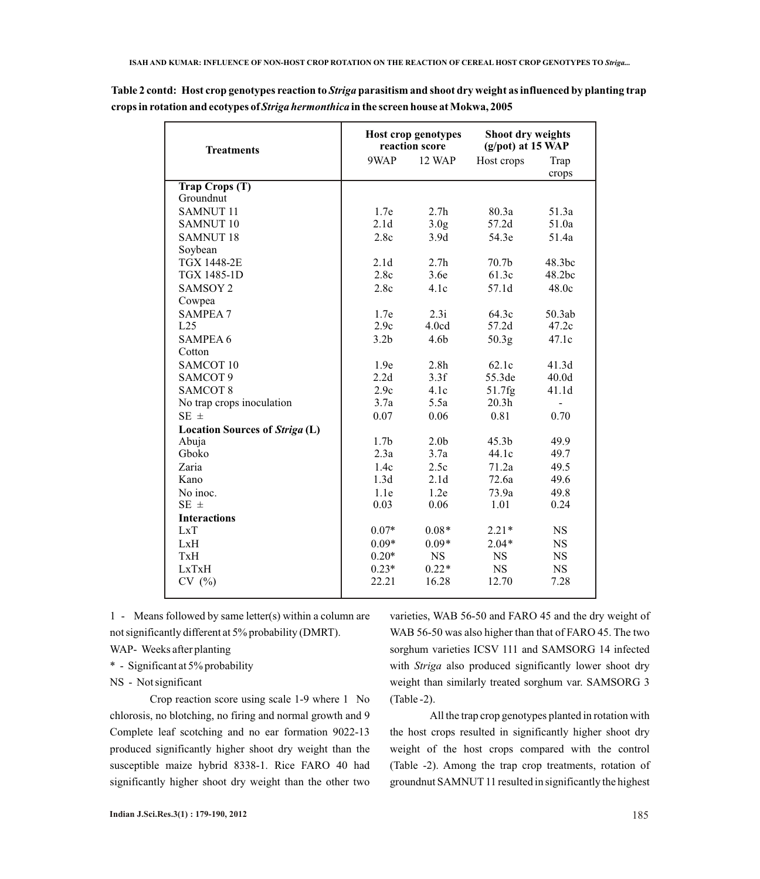**Table 2 contd: Host crop genotypes reaction to *Striga* parasitism and shoot dry weight as influenced by planting trap crops in rotation and ecotypes of *Striga hermonthica* in the screen house at Mokwa, 2005**

| Treatments | Host crop genotypes reaction score | | Shoot dry weights (g/pot) at 15 WAP | |
|---|---|---|---|---|
| | 9WAP | 12 WAP | Host crops | Trap crops |
| **Trap Crops (T)** | | | | |
| Groundnut | | | | |
| SAMNUT 11 | 1.7e | 2.7h | 80.3a | 51.3a |
| SAMNUT 10 | 2.1d | 3.0g | 57.2d | 51.0a |
| SAMNUT 18 | 2.8c | 3.9d | 54.3e | 51.4a |
| Soybean | | | | |
| TGX 1448-2E | 2.1d | 2.7h | 70.7b | 48.3bc |
| TGX 1485-1D | 2.8c | 3.6e | 61.3c | 48.2bc |
| SAMSOY 2 | 2.8c | 4.1c | 57.1d | 48.0c |
| Cowpea | | | | |
| SAMPEA 7 | 1.7e | 2.3i | 64.3c | 50.3ab |
| L25 | 2.9c | 4.0cd | 57.2d | 47.2c |
| SAMPEA 6 | 3.2b | 4.6b | 50.3g | 47.1c |
| Cotton | | | | |
| SAMCOT 10 | 1.9e | 2.8h | 62.1c | 41.3d |
| SAMCOT 9 | 2.2d | 3.3f | 55.3de | 40.0d |
| SAMCOT 8 | 2.9c | 4.1c | 51.7fg | 41.1d |
| No trap crops inoculation | 3.7a | 5.5a | 20.3h | - |
| SE ± | 0.07 | 0.06 | 0.81 | 0.70 |
| **Location Sources of *Striga* (L)** | | | | |
| Abuja | 1.7b | 2.0b | 45.3b | 49.9 |
| Gboko | 2.3a | 3.7a | 44.1c | 49.7 |
| Zaria | 1.4c | 2.5c | 71.2a | 49.5 |
| Kano | 1.3d | 2.1d | 72.6a | 49.6 |
| No inoc. | 1.1e | 1.2e | 73.9a | 49.8 |
| SE ± | 0.03 | 0.06 | 1.01 | 0.24 |
| **Interactions** | | | | |
| LxT | 0.07* | 0.08* | 2.21* | NS |
| LxH | 0.09* | 0.09* | 2.04* | NS |
| TxH | 0.20* | NS | NS | NS |
| LxTxH | 0.23* | 0.22* | NS | NS |
| CV (%) | 22.21 | 16.28 | 12.70 | 7.28 |

1 - Means followed by same letter(s) within a column are not significantly different at 5% probability (DMRT).

WAP- Weeks after planting

* - Significant at 5% probability

NS - Not significant

Crop reaction score using scale 1-9 where 1 No chlorosis, no blotching, no firing and normal growth and 9 Complete leaf scotching and no ear formation 9022-13 produced significantly higher shoot dry weight than the susceptible maize hybrid 8338-1. Rice FARO 40 had significantly higher shoot dry weight than the other two varieties, WAB 56-50 and FARO 45 and the dry weight of WAB 56-50 was also higher than that of FARO 45. The two sorghum varieties ICSV 111 and SAMSORG 14 infected with *Striga* also produced significantly lower shoot dry weight than similarly treated sorghum var. SAMSORG 3 (Table -2).

All the trap crop genotypes planted in rotation with the host crops resulted in significantly higher shoot dry weight of the host crops compared with the control (Table -2). Among the trap crop treatments, rotation of groundnut SAMNUT 11 resulted in significantly the highest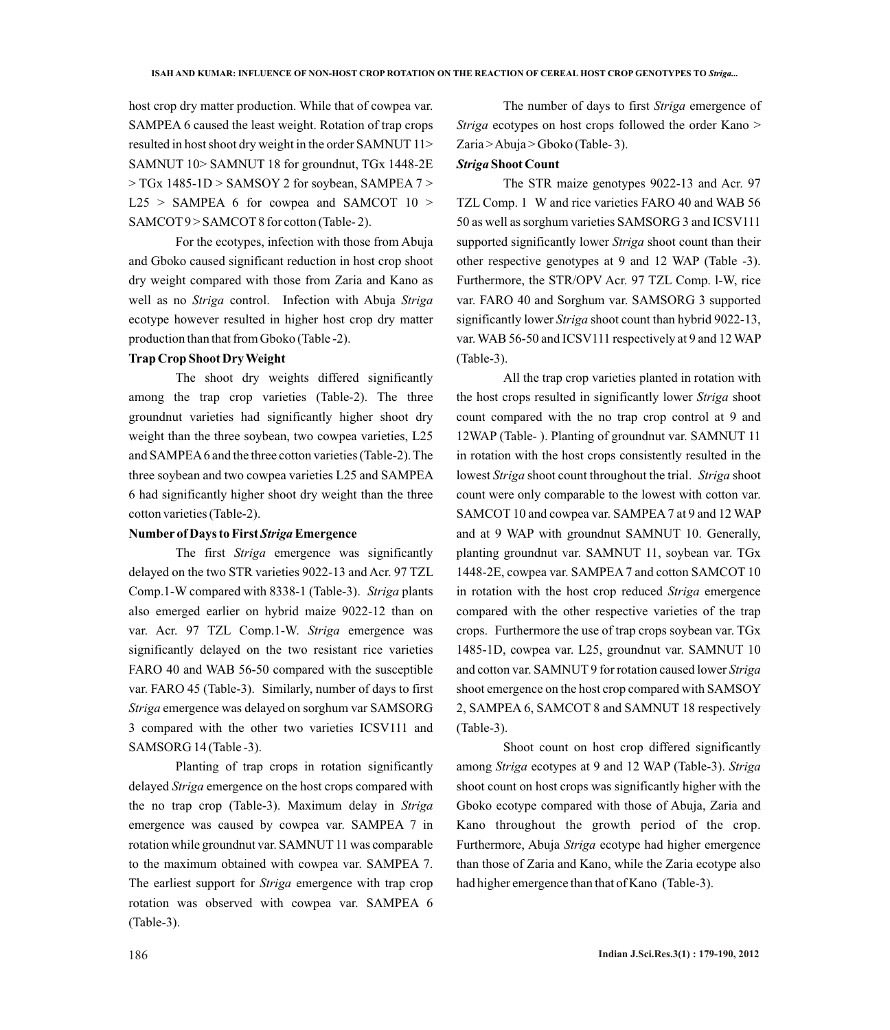host crop dry matter production. While that of cowpea var. SAMPEA 6 caused the least weight. Rotation of trap crops resulted in host shoot dry weight in the order SAMNUT 11> SAMNUT 10> SAMNUT 18 for groundnut, TGx 1448-2E > TGx 1485-1D > SAMSOY 2 for soybean, SAMPEA 7 > L25 > SAMPEA 6 for cowpea and SAMCOT 10 > SAMCOT 9 > SAMCOT 8 for cotton (Table- 2).

For the ecotypes, infection with those from Abuja and Gboko caused significant reduction in host crop shoot dry weight compared with those from Zaria and Kano as well as no *Striga* control. Infection with Abuja *Striga* ecotype however resulted in higher host crop dry matter production than that from Gboko (Table -2).

**Trap Crop Shoot Dry Weight**

The shoot dry weights differed significantly among the trap crop varieties (Table-2). The three groundnut varieties had significantly higher shoot dry weight than the three soybean, two cowpea varieties, L25 and SAMPEA 6 and the three cotton varieties (Table-2). The three soybean and two cowpea varieties L25 and SAMPEA 6 had significantly higher shoot dry weight than the three cotton varieties (Table-2).

**Number of Days to First *Striga* Emergence**

The first *Striga* emergence was significantly delayed on the two STR varieties 9022-13 and Acr. 97 TZL Comp.1-W compared with 8338-1 (Table-3). *Striga* plants also emerged earlier on hybrid maize 9022-12 than on var. Acr. 97 TZL Comp.1-W. *Striga* emergence was significantly delayed on the two resistant rice varieties FARO 40 and WAB 56-50 compared with the susceptible var. FARO 45 (Table-3). Similarly, number of days to first *Striga* emergence was delayed on sorghum var SAMSORG 3 compared with the other two varieties ICSV111 and SAMSORG 14 (Table -3).

Planting of trap crops in rotation significantly delayed *Striga* emergence on the host crops compared with the no trap crop (Table-3). Maximum delay in *Striga* emergence was caused by cowpea var. SAMPEA 7 in rotation while groundnut var. SAMNUT 11 was comparable to the maximum obtained with cowpea var. SAMPEA 7. The earliest support for *Striga* emergence with trap crop rotation was observed with cowpea var. SAMPEA 6 (Table-3).

The number of days to first *Striga* emergence of *Striga* ecotypes on host crops followed the order Kano > Zaria > Abuja > Gboko (Table- 3).

***Striga* Shoot Count**

The STR maize genotypes 9022-13 and Acr. 97 TZL Comp. 1 W and rice varieties FARO 40 and WAB 56 50 as well as sorghum varieties SAMSORG 3 and ICSV111 supported significantly lower *Striga* shoot count than their other respective genotypes at 9 and 12 WAP (Table -3). Furthermore, the STR/OPV Acr. 97 TZL Comp. l-W, rice var. FARO 40 and Sorghum var. SAMSORG 3 supported significantly lower *Striga* shoot count than hybrid 9022-13, var. WAB 56-50 and ICSV111 respectively at 9 and 12 WAP (Table-3).

All the trap crop varieties planted in rotation with the host crops resulted in significantly lower *Striga* shoot count compared with the no trap crop control at 9 and 12WAP (Table- ). Planting of groundnut var. SAMNUT 11 in rotation with the host crops consistently resulted in the lowest *Striga* shoot count throughout the trial. *Striga* shoot count were only comparable to the lowest with cotton var. SAMCOT 10 and cowpea var. SAMPEA 7 at 9 and 12 WAP and at 9 WAP with groundnut SAMNUT 10. Generally, planting groundnut var. SAMNUT 11, soybean var. TGx 1448-2E, cowpea var. SAMPEA 7 and cotton SAMCOT 10 in rotation with the host crop reduced *Striga* emergence compared with the other respective varieties of the trap crops. Furthermore the use of trap crops soybean var. TGx 1485-1D, cowpea var. L25, groundnut var. SAMNUT 10 and cotton var. SAMNUT 9 for rotation caused lower *Striga* shoot emergence on the host crop compared with SAMSOY 2, SAMPEA 6, SAMCOT 8 and SAMNUT 18 respectively (Table-3).

Shoot count on host crop differed significantly among *Striga* ecotypes at 9 and 12 WAP (Table-3). *Striga* shoot count on host crops was significantly higher with the Gboko ecotype compared with those of Abuja, Zaria and Kano throughout the growth period of the crop. Furthermore, Abuja *Striga* ecotype had higher emergence than those of Zaria and Kano, while the Zaria ecotype also had higher emergence than that of Kano (Table-3).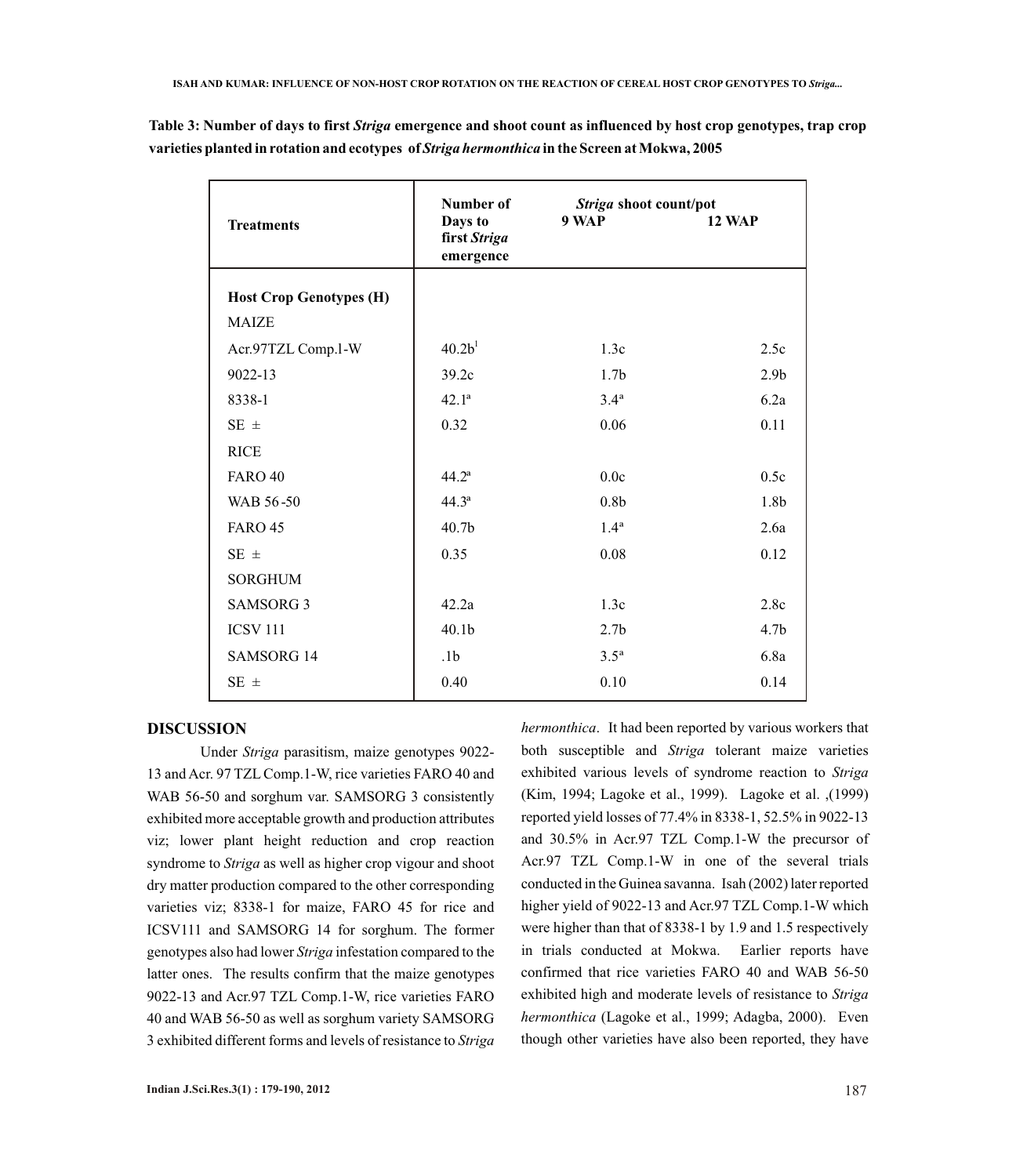**Table 3: Number of days to first *Striga* emergence and shoot count as influenced by host crop genotypes, trap crop varieties planted in rotation and ecotypes of *Striga hermonthica* in the Screen at Mokwa, 2005**

| Treatments | Number of Days to first *Striga* emergence | *Striga* shoot count/pot 9 WAP | 12 WAP |
|---|---|---|---|
| **Host Crop Genotypes (H)** | | | |
| MAIZE | | | |
| Acr.97TZL Comp.1-W | 40.2b[1] | 1.3c | 2.5c |
| 9022-13 | 39.2c | 1.7b | 2.9b |
| 8338-1 | 42.1[a] | 3.4[a] | 6.2a |
| SE ± | 0.32 | 0.06 | 0.11 |
| RICE | | | |
| FARO 40 | 44.2[a] | 0.0c | 0.5c |
| WAB 56 -50 | 44.3[a] | 0.8b | 1.8b |
| FARO 45 | 40.7b | 1.4[a] | 2.6a |
| SE ± | 0.35 | 0.08 | 0.12 |
| SORGHUM | | | |
| SAMSORG 3 | 42.2a | 1.3c | 2.8c |
| ICSV 111 | 40.1b | 2.7b | 4.7b |
| SAMSORG 14 | .1b | 3.5[a] | 6.8a |
| SE ± | 0.40 | 0.10 | 0.14 |

## DISCUSSION

Under *Striga* parasitism, maize genotypes 9022-13 and Acr. 97 TZL Comp.1-W, rice varieties FARO 40 and WAB 56-50 and sorghum var. SAMSORG 3 consistently exhibited more acceptable growth and production attributes viz; lower plant height reduction and crop reaction syndrome to *Striga* as well as higher crop vigour and shoot dry matter production compared to the other corresponding varieties viz; 8338-1 for maize, FARO 45 for rice and ICSV111 and SAMSORG 14 for sorghum. The former genotypes also had lower *Striga* infestation compared to the latter ones. The results confirm that the maize genotypes 9022-13 and Acr.97 TZL Comp.1-W, rice varieties FARO 40 and WAB 56-50 as well as sorghum variety SAMSORG 3 exhibited different forms and levels of resistance to *Striga hermonthica*. It had been reported by various workers that both susceptible and *Striga* tolerant maize varieties exhibited various levels of syndrome reaction to *Striga* (Kim, 1994; Lagoke et al., 1999). Lagoke et al. ,(1999) reported yield losses of 77.4% in 8338-1, 52.5% in 9022-13 and 30.5% in Acr.97 TZL Comp.1-W the precursor of Acr.97 TZL Comp.1-W in one of the several trials conducted in the Guinea savanna. Isah (2002) later reported higher yield of 9022-13 and Acr.97 TZL Comp.1-W which were higher than that of 8338-1 by 1.9 and 1.5 respectively in trials conducted at Mokwa. Earlier reports have confirmed that rice varieties FARO 40 and WAB 56-50 exhibited high and moderate levels of resistance to *Striga hermonthica* (Lagoke et al., 1999; Adagba, 2000). Even though other varieties have also been reported, they have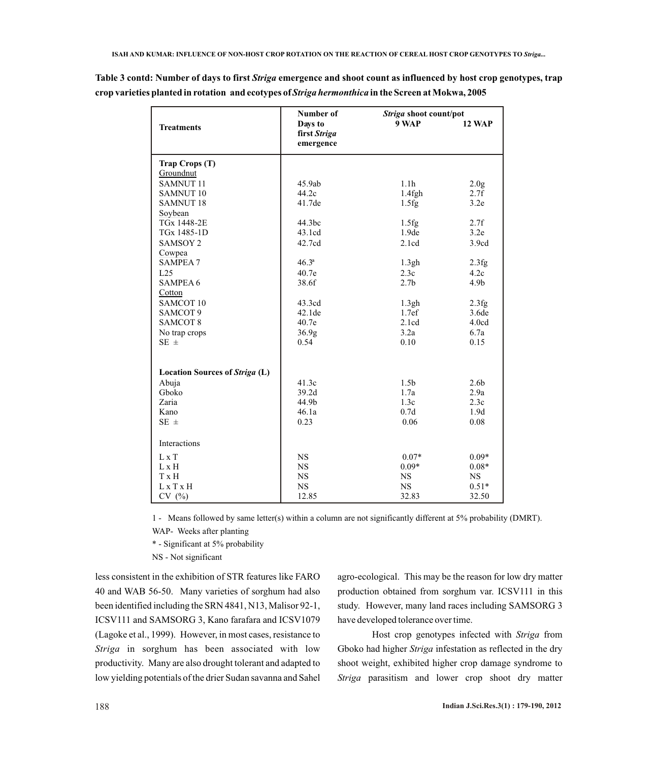**Table 3 contd: Number of days to first *Striga* emergence and shoot count as influenced by host crop genotypes, trap crop varieties planted in rotation and ecotypes of *Striga hermonthica* in the Screen at Mokwa, 2005**

| Treatments | Number of Days to first *Striga* emergence | *Striga* shoot count/pot 9 WAP | 12 WAP |
|---|---|---|---|
| **Trap Crops (T)** | | | |
| Groundnut | | | |
| SAMNUT 11 | 45.9ab | 1.1h | 2.0g |
| SAMNUT 10 | 44.2c | 1.4fgh | 2.7f |
| SAMNUT 18 | 41.7de | 1.5fg | 3.2e |
| Soybean | | | |
| TGx 1448-2E | 44.3bc | 1.5fg | 2.7f |
| TGx 1485-1D | 43.1cd | 1.9de | 3.2e |
| SAMSOY 2 | 42.7cd | 2.1cd | 3.9cd |
| Cowpea | | | |
| SAMPEA 7 | 46.3a | 1.3gh | 2.3fg |
| L25 | 40.7e | 2.3c | 4.2c |
| SAMPEA 6 | 38.6f | 2.7b | 4.9b |
| Cotton | | | |
| SAMCOT 10 | 43.3cd | 1.3gh | 2.3fg |
| SAMCOT 9 | 42.1de | 1.7ef | 3.6de |
| SAMCOT 8 | 40.7e | 2.1cd | 4.0cd |
| No trap crops | 36.9g | 3.2a | 6.7a |
| SE ± | 0.54 | 0.10 | 0.15 |
| **Location Sources of *Striga* (L)** | | | |
| Abuja | 41.3c | 1.5b | 2.6b |
| Gboko | 39.2d | 1.7a | 2.9a |
| Zaria | 44.9b | 1.3c | 2.3c |
| Kano | 46.1a | 0.7d | 1.9d |
| SE ± | 0.23 | 0.06 | 0.08 |
| Interactions | | | |
| L x T | NS | 0.07* | 0.09* |
| L x H | NS | 0.09* | 0.08* |
| T x H | NS | NS | NS |
| L x T x H | NS | NS | 0.51* |
| CV (%) | 12.85 | 32.83 | 32.50 |

1 - Means followed by same letter(s) within a column are not significantly different at 5% probability (DMRT).

WAP- Weeks after planting

\* - Significant at 5% probability

NS - Not significant

less consistent in the exhibition of STR features like FARO 40 and WAB 56-50. Many varieties of sorghum had also been identified including the SRN 4841, N13, Malisor 92-1, ICSV111 and SAMSORG 3, Kano farafara and ICSV1079 (Lagoke et al., 1999). However, in most cases, resistance to *Striga* in sorghum has been associated with low productivity. Many are also drought tolerant and adapted to low yielding potentials of the drier Sudan savanna and Sahel agro-ecological. This may be the reason for low dry matter production obtained from sorghum var. ICSV111 in this study. However, many land races including SAMSORG 3 have developed tolerance over time.

Host crop genotypes infected with *Striga* from Gboko had higher *Striga* infestation as reflected in the dry shoot weight, exhibited higher crop damage syndrome to *Striga* parasitism and lower crop shoot dry matter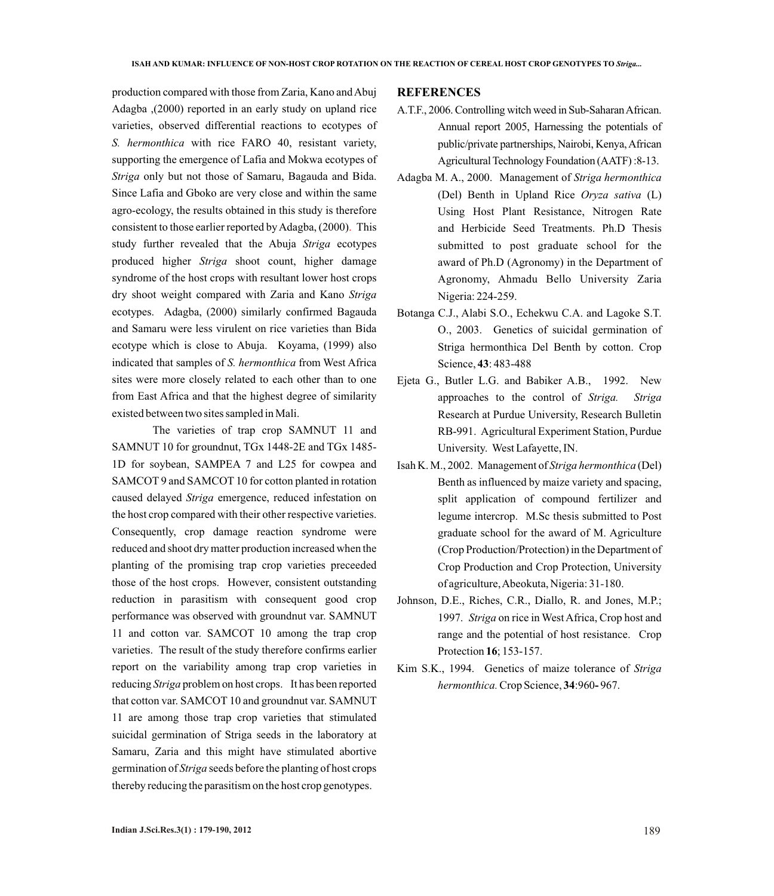production compared with those from Zaria, Kano and Abuj Adagba ,(2000) reported in an early study on upland rice varieties, observed differential reactions to ecotypes of *S. hermonthica* with rice FARO 40, resistant variety, supporting the emergence of Lafia and Mokwa ecotypes of *Striga* only but not those of Samaru, Bagauda and Bida. Since Lafia and Gboko are very close and within the same agro-ecology, the results obtained in this study is therefore consistent to those earlier reported by Adagba, (2000). This study further revealed that the Abuja *Striga* ecotypes produced higher *Striga* shoot count, higher damage syndrome of the host crops with resultant lower host crops dry shoot weight compared with Zaria and Kano *Striga* ecotypes. Adagba, (2000) similarly confirmed Bagauda and Samaru were less virulent on rice varieties than Bida ecotype which is close to Abuja. Koyama, (1999) also indicated that samples of *S. hermonthica* from West Africa sites were more closely related to each other than to one from East Africa and that the highest degree of similarity existed between two sites sampled in Mali.

The varieties of trap crop SAMNUT 11 and SAMNUT 10 for groundnut, TGx 1448-2E and TGx 1485-1D for soybean, SAMPEA 7 and L25 for cowpea and SAMCOT 9 and SAMCOT 10 for cotton planted in rotation caused delayed *Striga* emergence, reduced infestation on the host crop compared with their other respective varieties. Consequently, crop damage reaction syndrome were reduced and shoot dry matter production increased when the planting of the promising trap crop varieties preceeded those of the host crops. However, consistent outstanding reduction in parasitism with consequent good crop performance was observed with groundnut var. SAMNUT 11 and cotton var. SAMCOT 10 among the trap crop varieties. The result of the study therefore confirms earlier report on the variability among trap crop varieties in reducing *Striga* problem on host crops. It has been reported that cotton var. SAMCOT 10 and groundnut var. SAMNUT 11 are among those trap crop varieties that stimulated suicidal germination of Striga seeds in the laboratory at Samaru, Zaria and this might have stimulated abortive germination of *Striga* seeds before the planting of host crops thereby reducing the parasitism on the host crop genotypes.

## REFERENCES

A.T.F., 2006. Controlling witch weed in Sub-Saharan African. Annual report 2005, Harnessing the potentials of public/private partnerships, Nairobi, Kenya, African Agricultural Technology Foundation (AATF) :8-13.

Adagba M. A., 2000. Management of *Striga hermonthica* (Del) Benth in Upland Rice *Oryza sativa* (L) Using Host Plant Resistance, Nitrogen Rate and Herbicide Seed Treatments. Ph.D Thesis submitted to post graduate school for the award of Ph.D (Agronomy) in the Department of Agronomy, Ahmadu Bello University Zaria Nigeria: 224-259.

Botanga C.J., Alabi S.O., Echekwu C.A. and Lagoke S.T. O., 2003. Genetics of suicidal germination of Striga hermonthica Del Benth by cotton. Crop Science, **43**: 483-488

Ejeta G., Butler L.G. and Babiker A.B., 1992. New approaches to the control of *Striga. Striga* Research at Purdue University, Research Bulletin RB-991. Agricultural Experiment Station, Purdue University. West Lafayette, IN.

Isah K. M., 2002. Management of *Striga hermonthica* (Del) Benth as influenced by maize variety and spacing, split application of compound fertilizer and legume intercrop. M.Sc thesis submitted to Post graduate school for the award of M. Agriculture (Crop Production/Protection) in the Department of Crop Production and Crop Protection, University of agriculture, Abeokuta, Nigeria: 31-180.

Johnson, D.E., Riches, C.R., Diallo, R. and Jones, M.P.; 1997. *Striga* on rice in West Africa, Crop host and range and the potential of host resistance. Crop Protection **16**; 153-157.

Kim S.K., 1994. Genetics of maize tolerance of *Striga hermonthica.* Crop Science, **34**:960- 967.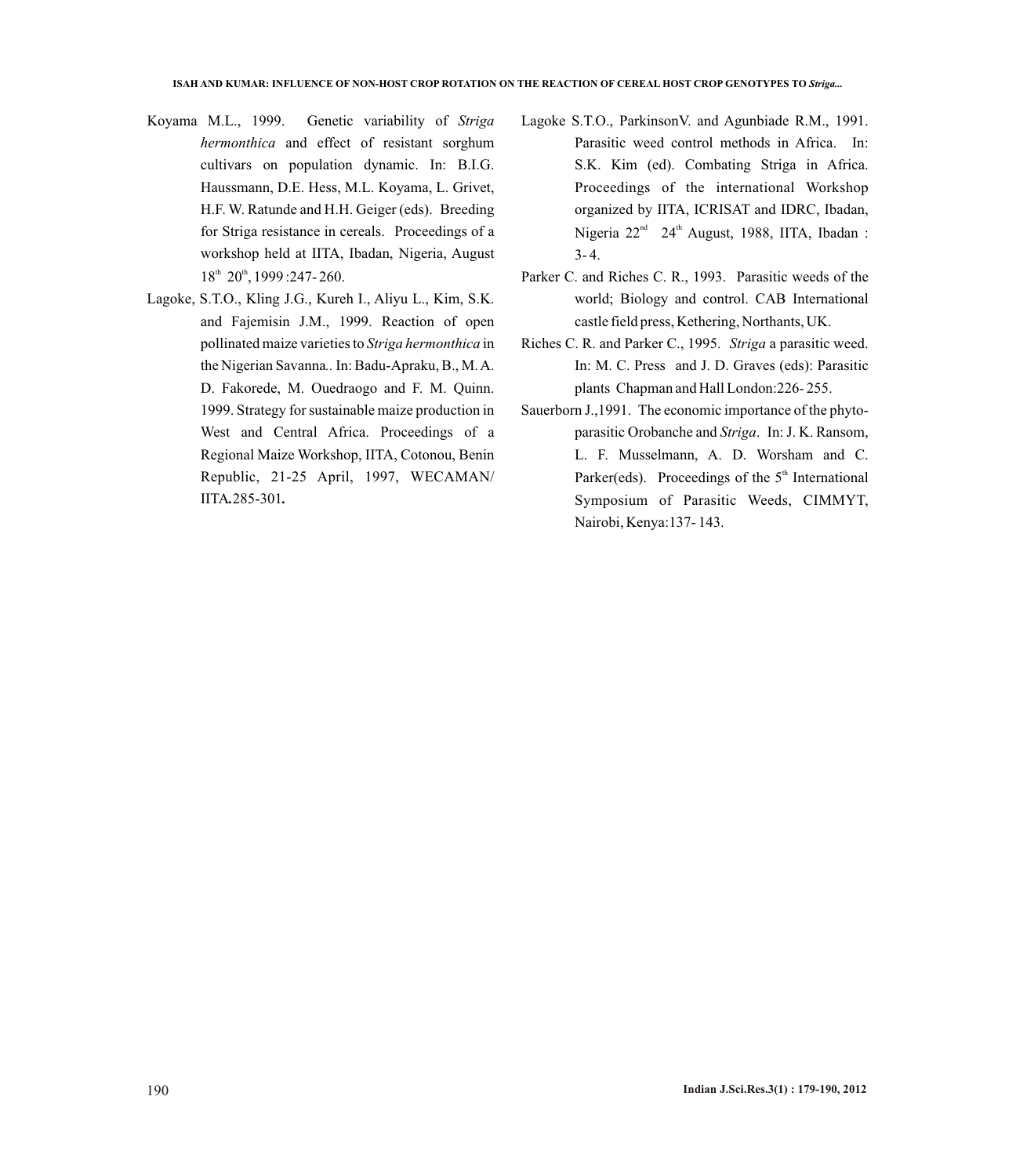Koyama M.L., 1999. Genetic variability of *Striga hermonthica* and effect of resistant sorghum cultivars on population dynamic. In: B.I.G. Haussmann, D.E. Hess, M.L. Koyama, L. Grivet, H.F. W. Ratunde and H.H. Geiger (eds). Breeding for Striga resistance in cereals. Proceedings of a workshop held at IITA, Ibadan, Nigeria, August 18th 20th, 1999 :247- 260.

Lagoke, S.T.O., Kling J.G., Kureh I., Aliyu L., Kim, S.K. and Fajemisin J.M., 1999. Reaction of open pollinated maize varieties to *Striga hermonthica* in the Nigerian Savanna.. In: Badu-Apraku, B., M. A. D. Fakorede, M. Ouedraogo and F. M. Quinn. 1999. Strategy for sustainable maize production in West and Central Africa. Proceedings of a Regional Maize Workshop, IITA, Cotonou, Benin Republic, 21-25 April, 1997, WECAMAN/ IITA**.**285-301**.**

Lagoke S.T.O., ParkinsonV. and Agunbiade R.M., 1991. Parasitic weed control methods in Africa. In: S.K. Kim (ed). Combating Striga in Africa. Proceedings of the international Workshop organized by IITA, ICRISAT and IDRC, Ibadan, Nigeria 22nd 24th August, 1988, IITA, Ibadan : 3- 4.

Parker C. and Riches C. R., 1993. Parasitic weeds of the world; Biology and control. CAB International castle field press, Kethering, Northants, UK.

Riches C. R. and Parker C., 1995. *Striga* a parasitic weed. In: M. C. Press and J. D. Graves (eds): Parasitic plants Chapman and Hall London:226- 255.

Sauerborn J.,1991. The economic importance of the phyto-parasitic Orobanche and *Striga*. In: J. K. Ransom, L. F. Musselmann, A. D. Worsham and C. Parker(eds). Proceedings of the 5th International Symposium of Parasitic Weeds, CIMMYT, Nairobi, Kenya:137- 143.